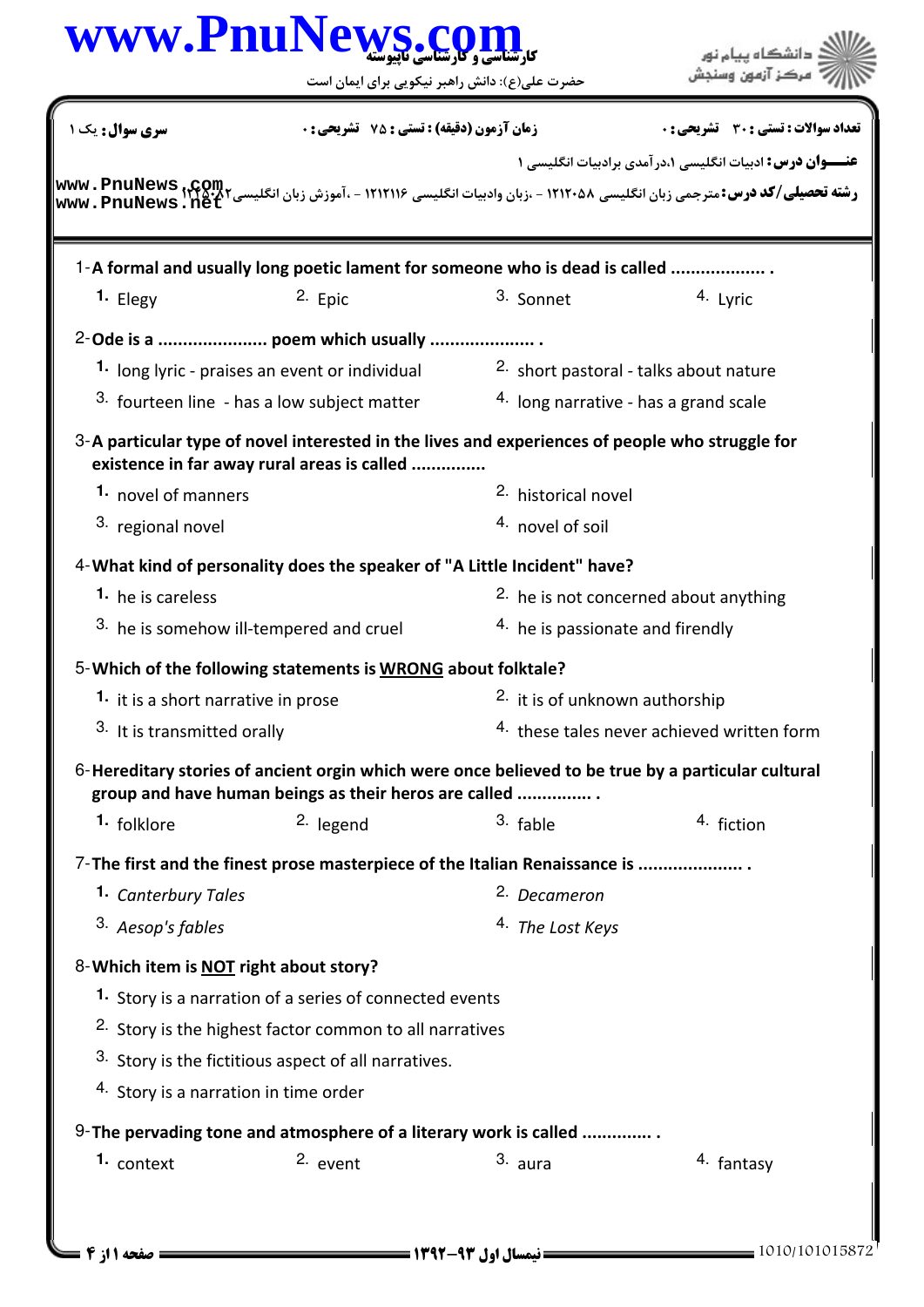کارشناسی و کارشناسی ناپیوسته

حضرت علی(ع): دانش راهبر نیکویی برای ایمان است

دانشگاه پیام نور
مرکز آزمون وسنجش

**سری سوال:** یک ۱ | **زمان آزمون (دقیقه) : تستی : ۷۵ تشریحی : ۰** | **تعداد سوالات : تستی : ۳۰ تشریحی : ۰**

**عنـــوان درس:** ادبیات انگلیسی ۱،درآمدی برادبیات انگلیسی ۱

**رشته تحصیلی/کد درس:** مترجمی زبان انگلیسی ۱۲۱۲۰۵۸ - ،زبان وادبیات انگلیسی ۱۲۱۲۱۱۶ - ،آموزش زبان انگلیسی۱۲۱۵۰۴۲

1-**A formal and usually long poetic lament for someone who is dead is called .................. .**

1. Elegy
2. Epic
3. Sonnet
4. Lyric

2-**Ode is a ..................... poem which usually .................... .**

1. long lyric - praises an event or individual
2. short pastoral - talks about nature
3. fourteen line - has a low subject matter
4. long narrative - has a grand scale

3-**A particular type of novel interested in the lives and experiences of people who struggle for existence in far away rural areas is called ..............**

1. novel of manners
2. historical novel
3. regional novel
4. novel of soil

4-**What kind of personality does the speaker of "A Little Incident" have?**

1. he is careless
2. he is not concerned about anything
3. he is somehow ill-tempered and cruel
4. he is passionate and firendly

5-**Which of the following statements is <u>WRONG</u> about folktale?**

1. it is a short narrative in prose
2. it is of unknown authorship
3. It is transmitted orally
4. these tales never achieved written form

6-**Hereditary stories of ancient orgin which were once believed to be true by a particular cultural group and have human beings as their heros are called ............... .**

1. folklore
2. legend
3. fable
4. fiction

7-**The first and the finest prose masterpiece of the Italian Renaissance is .................... .**

1. *Canterbury Tales*
2. *Decameron*
3. *Aesop's fables*
4. *The Lost Keys*

8-**Which item is <u>NOT</u> right about story?**

1. Story is a narration of a series of connected events
2. Story is the highest factor common to all narratives
3. Story is the fictitious aspect of all narratives.
4. Story is a narration in time order

9-**The pervading tone and atmosphere of a literary work is called ............. .**

1. context
2. event
3. aura
4. fantasy

نیمسال اول ۹۳-۱۳۹۲

1010/101015872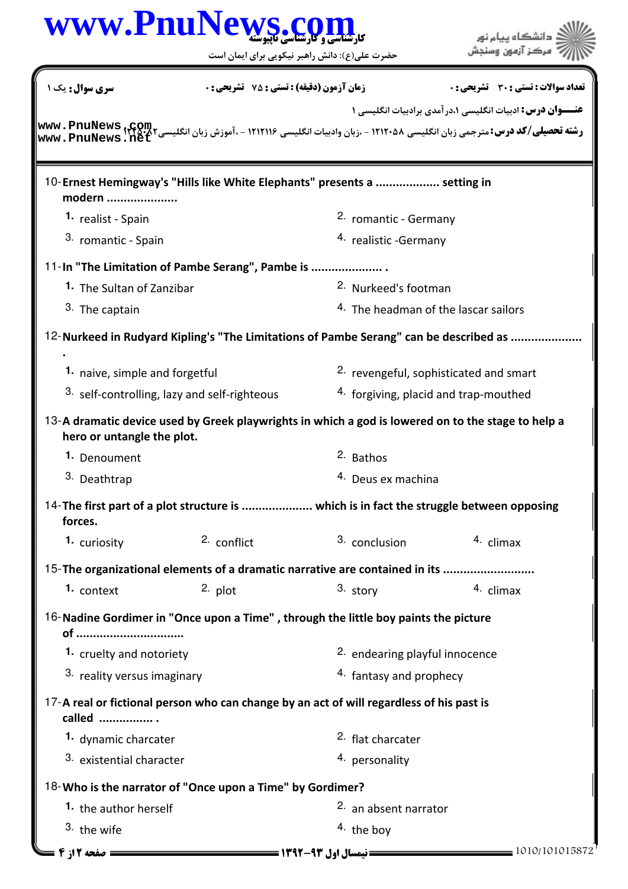**سری سوال:** یک ۱ | **زمان آزمون (دقیقه) : تستی : ۷۵ تشریحی : ۰** | **تعداد سوالات : تستی : ۳۰ تشریحی : ۰**

**عنـــوان درس:** ادبیات انگلیسی ۱،درآمدی برادبیات انگلیسی ۱

**رشته تحصیلی/کد درس:** مترجمی زبان انگلیسی ۱۲۱۲۰۵۸ - ،زبان وادبیات انگلیسی ۱۲۱۲۱۱۶ - ،آموزش زبان انگلیسی ۱۲۱۵۰۸۲

10- **Ernest Hemingway's "Hills like White Elephants" presents a .................. setting in modern ....................**

1. realist - Spain
2. romantic - Germany
3. romantic - Spain
4. realistic -Germany

11- **In "The Limitation of Pambe Serang", Pambe is .................... .**

1. The Sultan of Zanzibar
2. Nurkeed's footman
3. The captain
4. The headman of the lascar sailors

12- **Nurkeed in Rudyard Kipling's "The Limitations of Pambe Serang" can be described as .................... .**

1. naive, simple and forgetful
2. revengeful, sophisticated and smart
3. self-controlling, lazy and self-righteous
4. forgiving, placid and trap-mouthed

13- **A dramatic device used by Greek playwrights in which a god is lowered on to the stage to help a hero or untangle the plot.**

1. Denoument
2. Bathos
3. Deathtrap
4. Deus ex machina

14- **The first part of a plot structure is .................... which is in fact the struggle between opposing forces.**

1. curiosity
2. conflict
3. conclusion
4. climax

15- **The organizational elements of a dramatic narrative are contained in its ..........................**

1. context
2. plot
3. story
4. climax

16- **Nadine Gordimer in "Once upon a Time" , through the little boy paints the picture of ...............................**

1. cruelty and notoriety
2. endearing playful innocence
3. reality versus imaginary
4. fantasy and prophecy

17- **A real or fictional person who can change by an act of will regardless of his past is called ................ .**

1. dynamic charcater
2. flat charcater
3. existential character
4. personality

18- **Who is the narrator of "Once upon a Time" by Gordimer?**

1. the author herself
2. an absent narrator
3. the wife
4. the boy

**نیمسال اول ۹۳-۱۳۹۲**

1010/101015872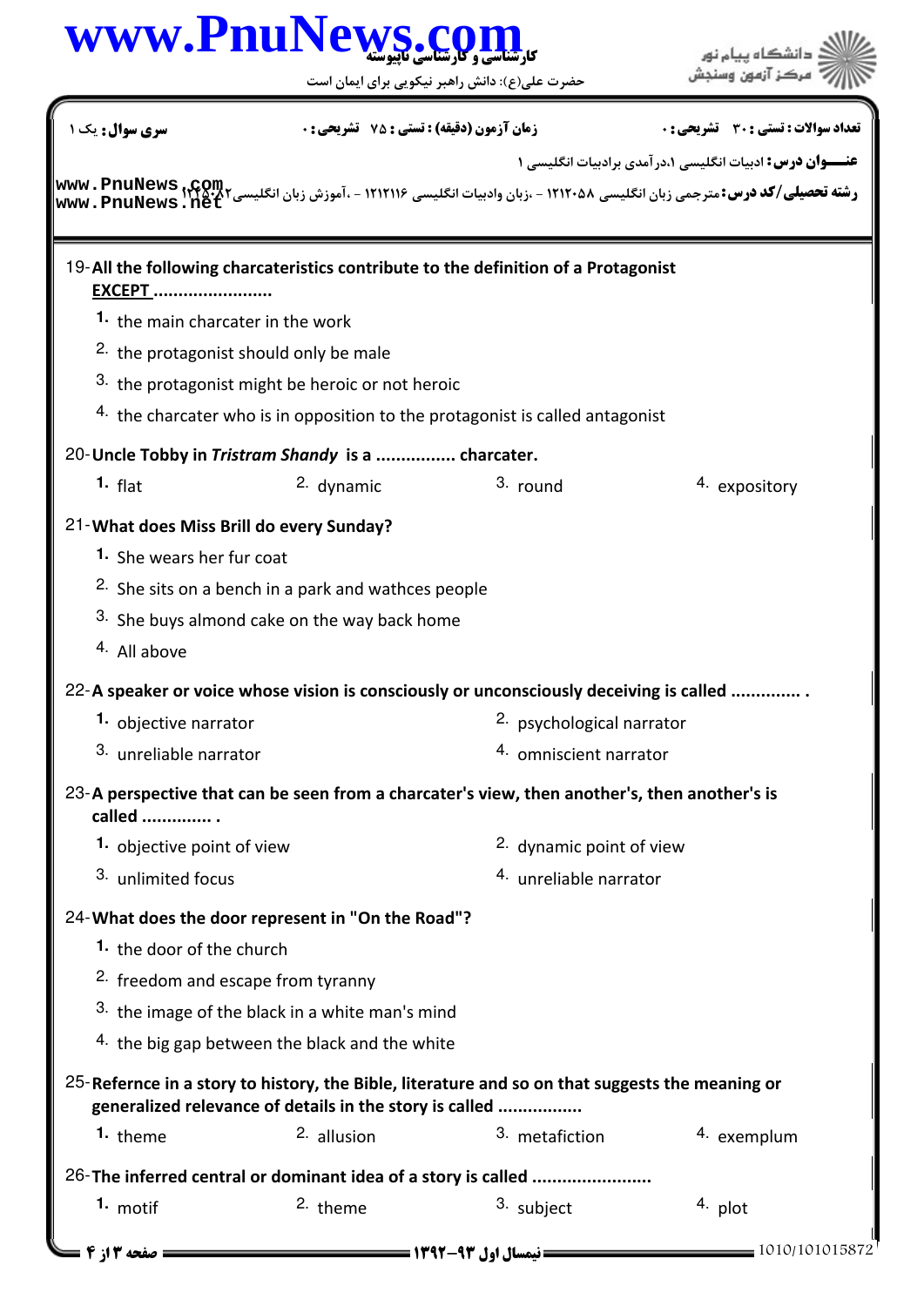19-**All the following charcateristics contribute to the definition of a Protagonist EXCEPT ........................**

1. the main charcater in the work
2. the protagonist should only be male
3. the protagonist might be heroic or not heroic
4. the charcater who is in opposition to the protagonist is called antagonist

20-**Uncle Tobby in *Tristram Shandy* is a ................ charcater.**

1. flat
2. dynamic
3. round
4. expository

21-**What does Miss Brill do every Sunday?**

1. She wears her fur coat
2. She sits on a bench in a park and wathces people
3. She buys almond cake on the way back home
4. All above

22-**A speaker or voice whose vision is consciously or unconsciously deceiving is called .............. .**

1. objective narrator
2. psychological narrator
3. unreliable narrator
4. omniscient narrator

23-**A perspective that can be seen from a charcater's view, then another's, then another's is called .............. .**

1. objective point of view
2. dynamic point of view
3. unlimited focus
4. unreliable narrator

24-**What does the door represent in "On the Road"?**

1. the door of the church
2. freedom and escape from tyranny
3. the image of the black in a white man's mind
4. the big gap between the black and the white

25-**Refernce in a story to history, the Bible, literature and so on that suggests the meaning or generalized relevance of details in the story is called .................**

1. theme
2. allusion
3. metafiction
4. exemplum

26-**The inferred central or dominant idea of a story is called ........................**

1. motif
2. theme
3. subject
4. plot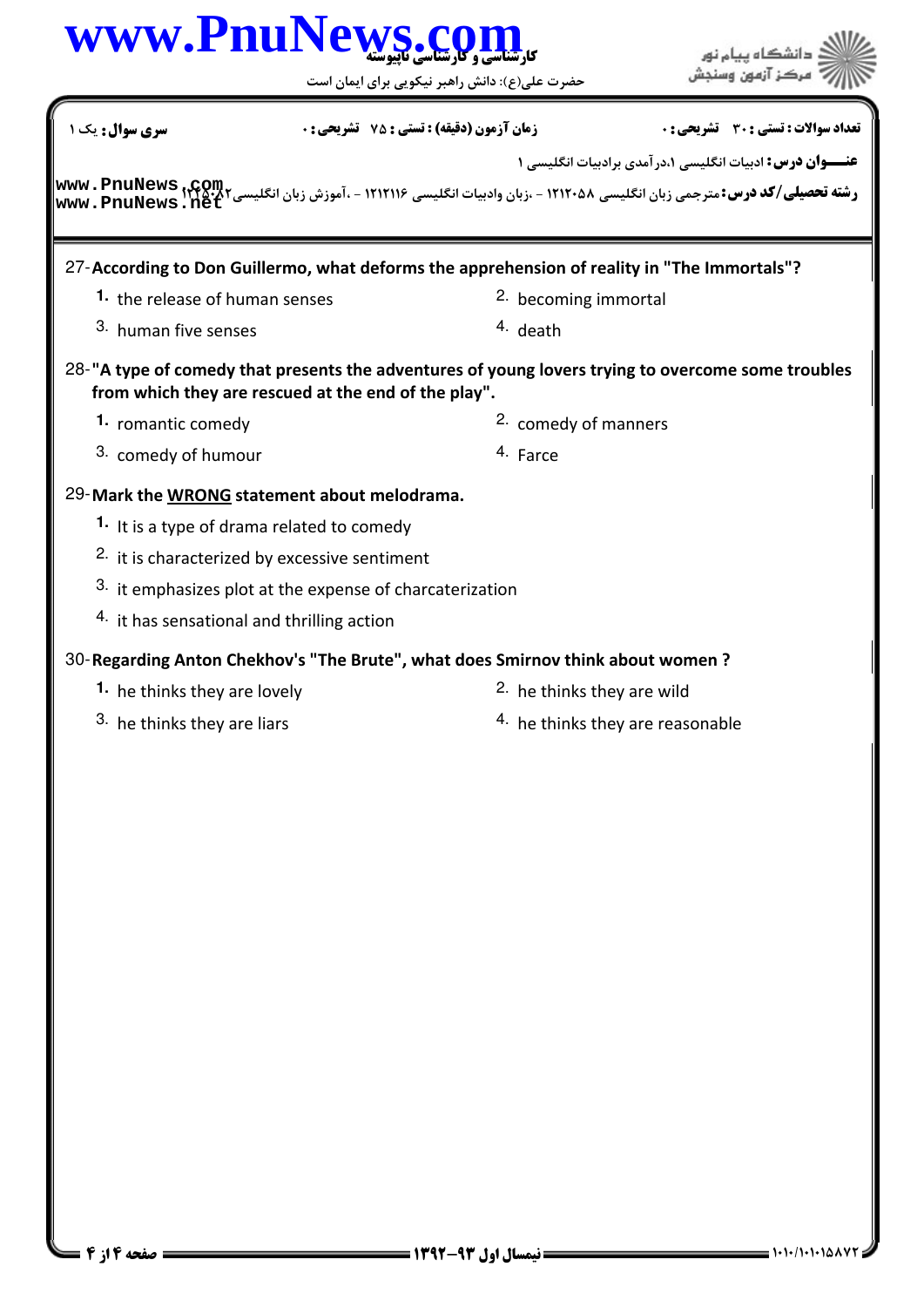**سری سوال:** یک ۱

**زمان آزمون (دقیقه) : تستی : ۷۵ تشریحی : ۰**

**تعداد سوالات : تستی : ۳۰ تشریحی : ۰**

**عنـــوان درس:** ادبیات انگلیسی ۱،درآمدی برادبیات انگلیسی ۱

**رشته تحصیلی/کد درس:** مترجمی زبان انگلیسی ۱۲۱۲۰۵۸ - ،زبان وادبیات انگلیسی ۱۲۱۲۱۱۶ - ،آموزش زبان انگلیسی۱۲۱۵۰۸۲

27-**According to Don Guillermo, what deforms the apprehension of reality in "The Immortals"?**

1. the release of human senses
2. becoming immortal
3. human five senses
4. death

28-**"A type of comedy that presents the adventures of young lovers trying to overcome some troubles from which they are rescued at the end of the play".**

1. romantic comedy
2. comedy of manners
3. comedy of humour
4. Farce

29-**Mark the WRONG statement about melodrama.**

1. It is a type of drama related to comedy
2. it is characterized by excessive sentiment
3. it emphasizes plot at the expense of charcaterization
4. it has sensational and thrilling action

30-**Regarding Anton Chekhov's "The Brute", what does Smirnov think about women ?**

1. he thinks they are lovely
2. he thinks they are wild
3. he thinks they are liars
4. he thinks they are reasonable